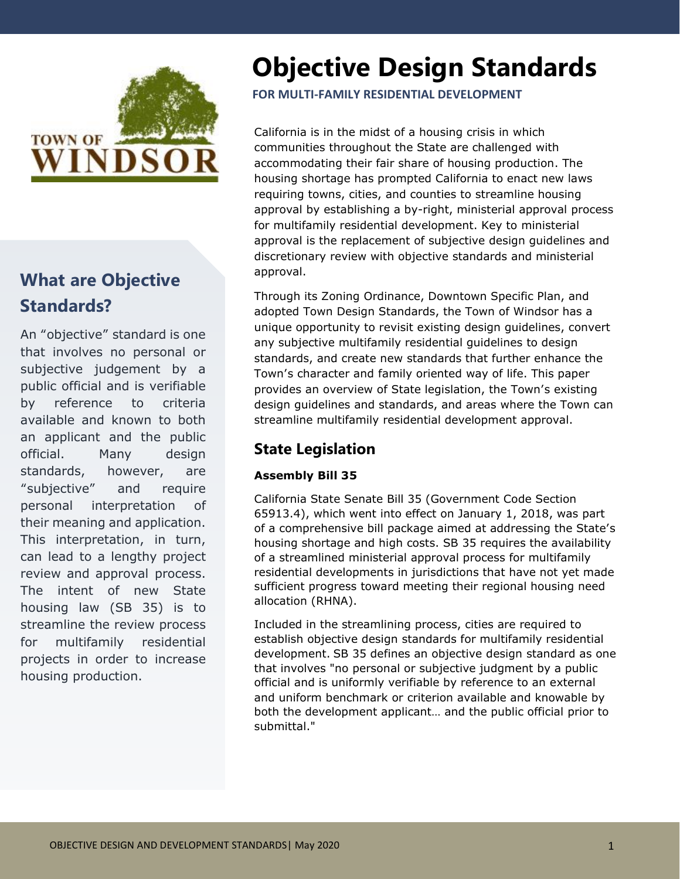TOWN OF WINDSOR

# Objective Design Standards

**FOR MULTI-FAMILY RESIDENTIAL DEVELOPMENT**

California is in the midst of a housing crisis in which communities throughout the State are challenged with accommodating their fair share of housing production. The housing shortage has prompted California to enact new laws requiring towns, cities, and counties to streamline housing approval by establishing a by-right, ministerial approval process for multifamily residential development. Key to ministerial approval is the replacement of subjective design guidelines and discretionary review with objective standards and ministerial approval.

Through its Zoning Ordinance, Downtown Specific Plan, and adopted Town Design Standards, the Town of Windsor has a unique opportunity to revisit existing design guidelines, convert any subjective multifamily residential guidelines to design standards, and create new standards that further enhance the Town's character and family oriented way of life. This paper provides an overview of State legislation, the Town's existing design guidelines and standards, and areas where the Town can streamline multifamily residential development approval.

## What are Objective Standards?

An "objective" standard is one that involves no personal or subjective judgement by a public official and is verifiable by reference to criteria available and known to both an applicant and the public official. Many design standards, however, are "subjective" and require personal interpretation of their meaning and application. This interpretation, in turn, can lead to a lengthy project review and approval process. The intent of new State housing law (SB 35) is to streamline the review process for multifamily residential projects in order to increase housing production.

## State Legislation

**Assembly Bill 35**

California State Senate Bill 35 (Government Code Section 65913.4), which went into effect on January 1, 2018, was part of a comprehensive bill package aimed at addressing the State's housing shortage and high costs. SB 35 requires the availability of a streamlined ministerial approval process for multifamily residential developments in jurisdictions that have not yet made sufficient progress toward meeting their regional housing need allocation (RHNA).

Included in the streamlining process, cities are required to establish objective design standards for multifamily residential development. SB 35 defines an objective design standard as one that involves "no personal or subjective judgment by a public official and is uniformly verifiable by reference to an external and uniform benchmark or criterion available and knowable by both the development applicant… and the public official prior to submittal."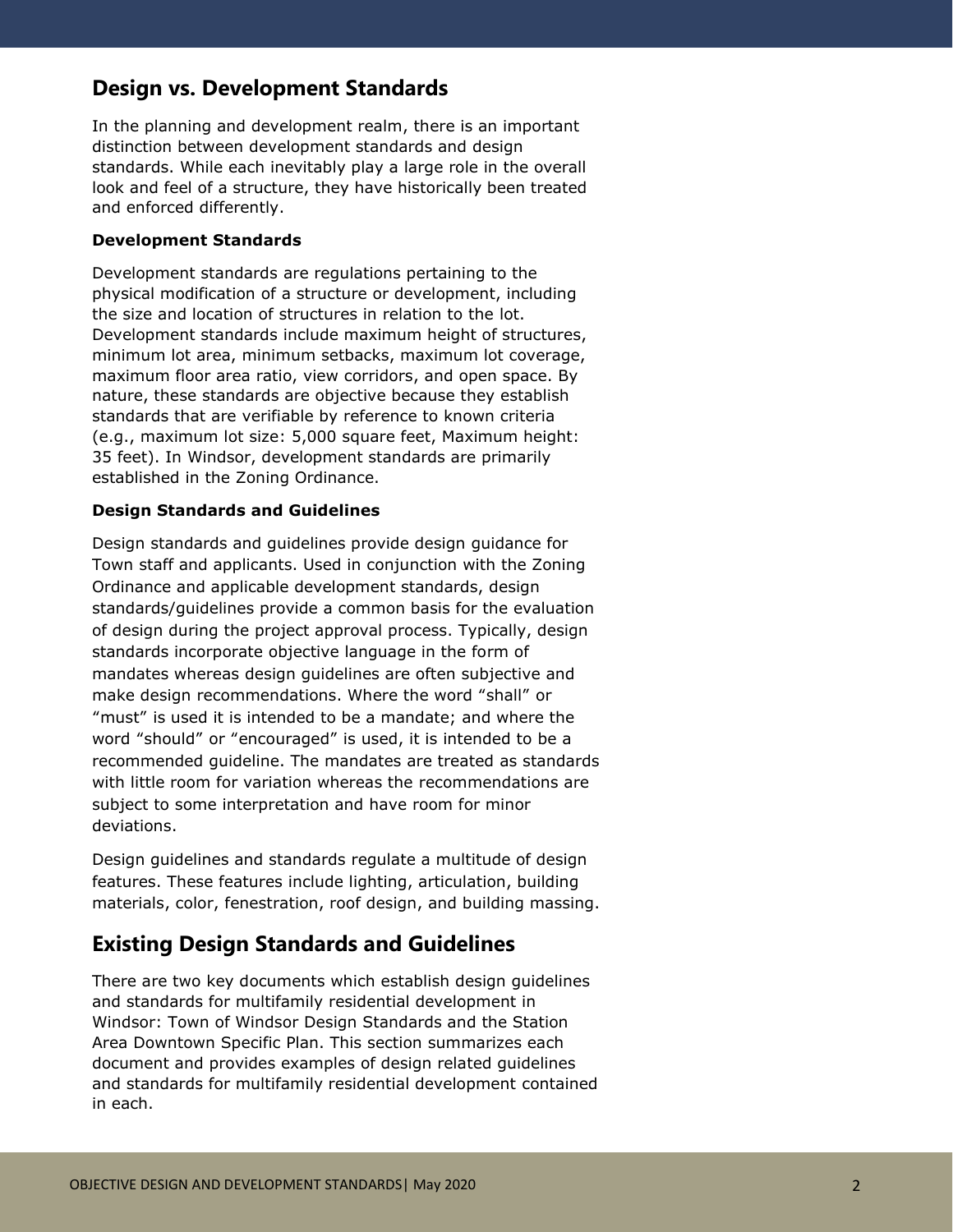## Design vs. Development Standards

In the planning and development realm, there is an important distinction between development standards and design standards. While each inevitably play a large role in the overall look and feel of a structure, they have historically been treated and enforced differently.

**Development Standards**

Development standards are regulations pertaining to the physical modification of a structure or development, including the size and location of structures in relation to the lot. Development standards include maximum height of structures, minimum lot area, minimum setbacks, maximum lot coverage, maximum floor area ratio, view corridors, and open space. By nature, these standards are objective because they establish standards that are verifiable by reference to known criteria (e.g., maximum lot size: 5,000 square feet, Maximum height: 35 feet). In Windsor, development standards are primarily established in the Zoning Ordinance.

**Design Standards and Guidelines**

Design standards and guidelines provide design guidance for Town staff and applicants. Used in conjunction with the Zoning Ordinance and applicable development standards, design standards/guidelines provide a common basis for the evaluation of design during the project approval process. Typically, design standards incorporate objective language in the form of mandates whereas design guidelines are often subjective and make design recommendations. Where the word "shall" or "must" is used it is intended to be a mandate; and where the word "should" or "encouraged" is used, it is intended to be a recommended guideline. The mandates are treated as standards with little room for variation whereas the recommendations are subject to some interpretation and have room for minor deviations.

Design guidelines and standards regulate a multitude of design features. These features include lighting, articulation, building materials, color, fenestration, roof design, and building massing.

## Existing Design Standards and Guidelines

There are two key documents which establish design guidelines and standards for multifamily residential development in Windsor: Town of Windsor Design Standards and the Station Area Downtown Specific Plan. This section summarizes each document and provides examples of design related guidelines and standards for multifamily residential development contained in each.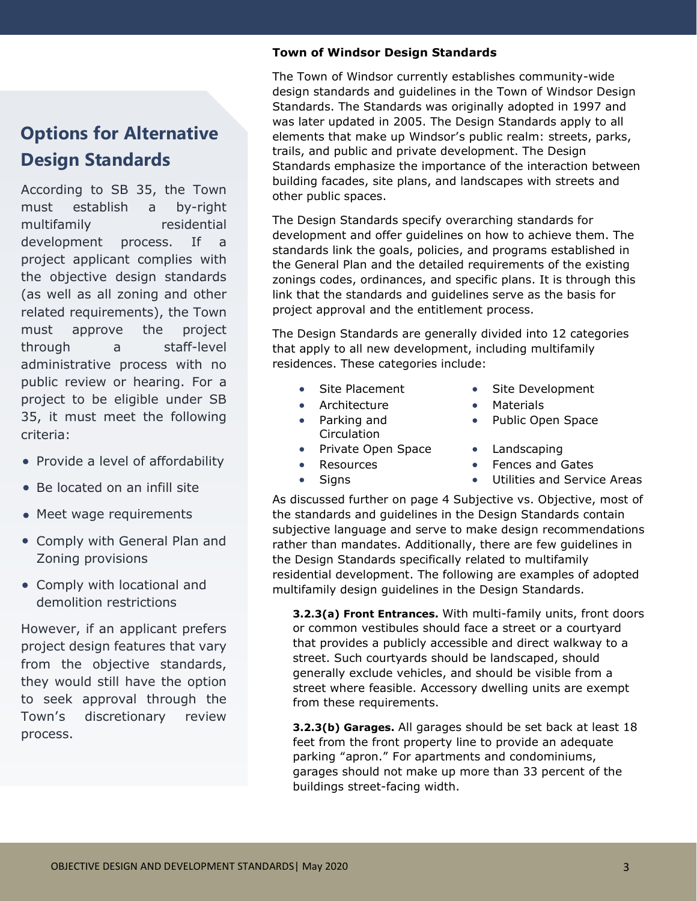## Options for Alternative Design Standards

According to SB 35, the Town must establish a by-right multifamily residential development process. If a project applicant complies with the objective design standards (as well as all zoning and other related requirements), the Town must approve the project through a staff-level administrative process with no public review or hearing. For a project to be eligible under SB 35, it must meet the following criteria:

- Provide a level of affordability
- Be located on an infill site
- Meet wage requirements
- Comply with General Plan and Zoning provisions
- Comply with locational and demolition restrictions

However, if an applicant prefers project design features that vary from the objective standards, they would still have the option to seek approval through the Town's discretionary review process.

**Town of Windsor Design Standards**

The Town of Windsor currently establishes community-wide design standards and guidelines in the Town of Windsor Design Standards. The Standards was originally adopted in 1997 and was later updated in 2005. The Design Standards apply to all elements that make up Windsor's public realm: streets, parks, trails, and public and private development. The Design Standards emphasize the importance of the interaction between building facades, site plans, and landscapes with streets and other public spaces.

The Design Standards specify overarching standards for development and offer guidelines on how to achieve them. The standards link the goals, policies, and programs established in the General Plan and the detailed requirements of the existing zonings codes, ordinances, and specific plans. It is through this link that the standards and guidelines serve as the basis for project approval and the entitlement process.

The Design Standards are generally divided into 12 categories that apply to all new development, including multifamily residences. These categories include:

- Site Placement
- Architecture
- Parking and Circulation
- Private Open Space
- Resources
- Signs
- Site Development
- Materials
- Public Open Space
- Landscaping
- Fences and Gates
- Utilities and Service Areas

As discussed further on page 4 Subjective vs. Objective, most of the standards and guidelines in the Design Standards contain subjective language and serve to make design recommendations rather than mandates. Additionally, there are few guidelines in the Design Standards specifically related to multifamily residential development. The following are examples of adopted multifamily design guidelines in the Design Standards.

> **3.2.3(a) Front Entrances.** With multi-family units, front doors or common vestibules should face a street or a courtyard that provides a publicly accessible and direct walkway to a street. Such courtyards should be landscaped, should generally exclude vehicles, and should be visible from a street where feasible. Accessory dwelling units are exempt from these requirements.
>
> **3.2.3(b) Garages.** All garages should be set back at least 18 feet from the front property line to provide an adequate parking "apron." For apartments and condominiums, garages should not make up more than 33 percent of the buildings street-facing width.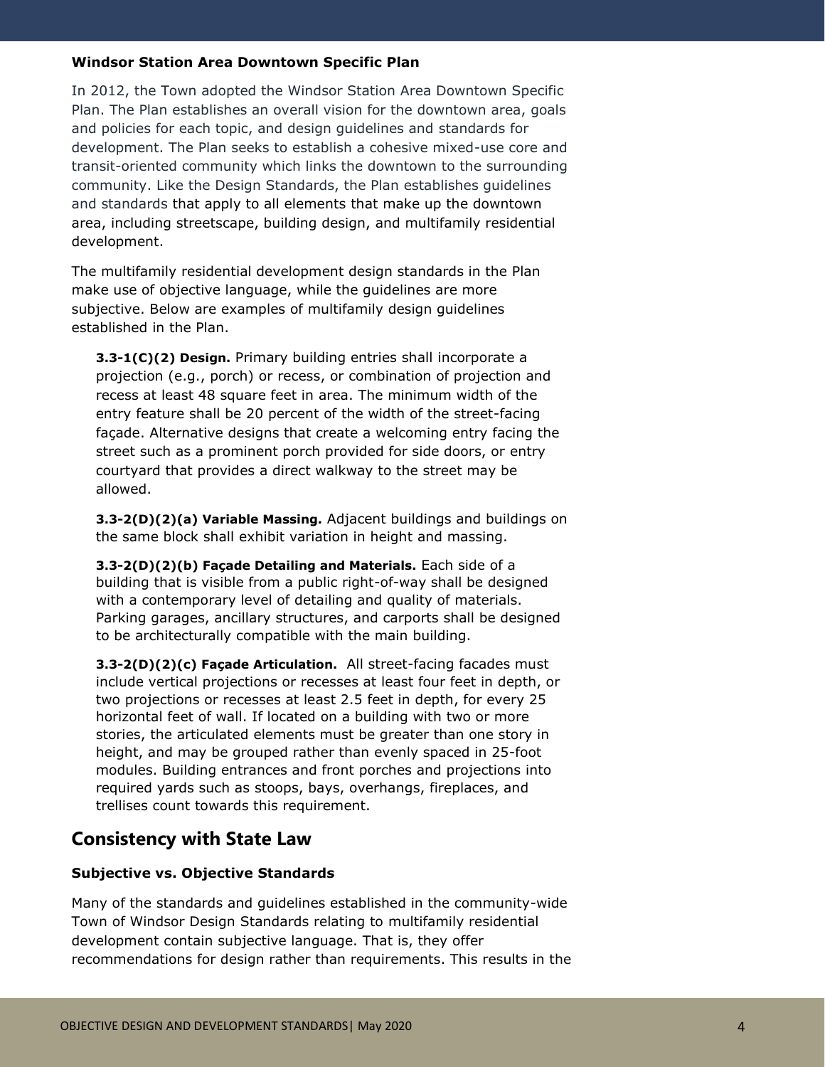### Windsor Station Area Downtown Specific Plan

In 2012, the Town adopted the Windsor Station Area Downtown Specific Plan. The Plan establishes an overall vision for the downtown area, goals and policies for each topic, and design guidelines and standards for development. The Plan seeks to establish a cohesive mixed-use core and transit-oriented community which links the downtown to the surrounding community. Like the Design Standards, the Plan establishes guidelines and standards that apply to all elements that make up the downtown area, including streetscape, building design, and multifamily residential development.

The multifamily residential development design standards in the Plan make use of objective language, while the guidelines are more subjective. Below are examples of multifamily design guidelines established in the Plan.

> **3.3-1(C)(2) Design.** Primary building entries shall incorporate a projection (e.g., porch) or recess, or combination of projection and recess at least 48 square feet in area. The minimum width of the entry feature shall be 20 percent of the width of the street-facing façade. Alternative designs that create a welcoming entry facing the street such as a prominent porch provided for side doors, or entry courtyard that provides a direct walkway to the street may be allowed.
>
> **3.3-2(D)(2)(a) Variable Massing.** Adjacent buildings and buildings on the same block shall exhibit variation in height and massing.
>
> **3.3-2(D)(2)(b) Façade Detailing and Materials.** Each side of a building that is visible from a public right-of-way shall be designed with a contemporary level of detailing and quality of materials. Parking garages, ancillary structures, and carports shall be designed to be architecturally compatible with the main building.
>
> **3.3-2(D)(2)(c) Façade Articulation.** All street-facing facades must include vertical projections or recesses at least four feet in depth, or two projections or recesses at least 2.5 feet in depth, for every 25 horizontal feet of wall. If located on a building with two or more stories, the articulated elements must be greater than one story in height, and may be grouped rather than evenly spaced in 25-foot modules. Building entrances and front porches and projections into required yards such as stoops, bays, overhangs, fireplaces, and trellises count towards this requirement.

## Consistency with State Law

### Subjective vs. Objective Standards

Many of the standards and guidelines established in the community-wide Town of Windsor Design Standards relating to multifamily residential development contain subjective language. That is, they offer recommendations for design rather than requirements. This results in the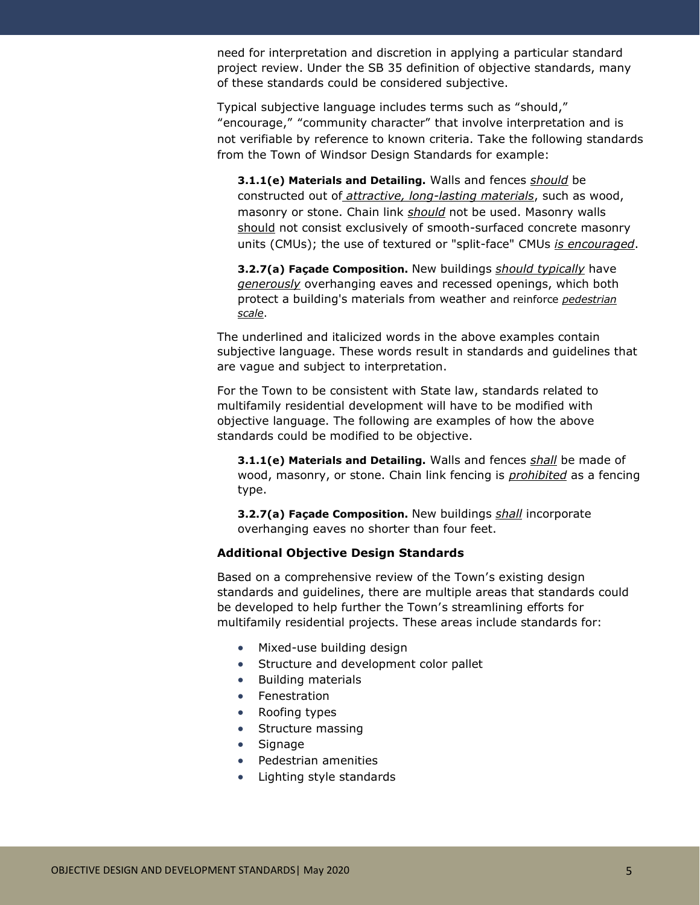need for interpretation and discretion in applying a particular standard project review. Under the SB 35 definition of objective standards, many of these standards could be considered subjective.

Typical subjective language includes terms such as "should," "encourage," "community character" that involve interpretation and is not verifiable by reference to known criteria. Take the following standards from the Town of Windsor Design Standards for example:

> **3.1.1(e) Materials and Detailing.** Walls and fences <u>*should*</u> be constructed out of <u>*attractive, long-lasting materials*</u>, such as wood, masonry or stone. Chain link <u>*should*</u> not be used. Masonry walls <u>should</u> not consist exclusively of smooth-surfaced concrete masonry units (CMUs); the use of textured or "split-face" CMUs <u>*is encouraged*</u>.
>
> **3.2.7(a) Façade Composition.** New buildings <u>*should typically*</u> have <u>*generously*</u> overhanging eaves and recessed openings, which both protect a building's materials from weather and reinforce <u>*pedestrian scale*</u>.

The underlined and italicized words in the above examples contain subjective language. These words result in standards and guidelines that are vague and subject to interpretation.

For the Town to be consistent with State law, standards related to multifamily residential development will have to be modified with objective language. The following are examples of how the above standards could be modified to be objective.

> **3.1.1(e) Materials and Detailing.** Walls and fences <u>*shall*</u> be made of wood, masonry, or stone. Chain link fencing is <u>*prohibited*</u> as a fencing type.
>
> **3.2.7(a) Façade Composition.** New buildings <u>*shall*</u> incorporate overhanging eaves no shorter than four feet.

**Additional Objective Design Standards**

Based on a comprehensive review of the Town's existing design standards and guidelines, there are multiple areas that standards could be developed to help further the Town's streamlining efforts for multifamily residential projects. These areas include standards for:

- Mixed-use building design
- Structure and development color pallet
- Building materials
- Fenestration
- Roofing types
- Structure massing
- Signage
- Pedestrian amenities
- Lighting style standards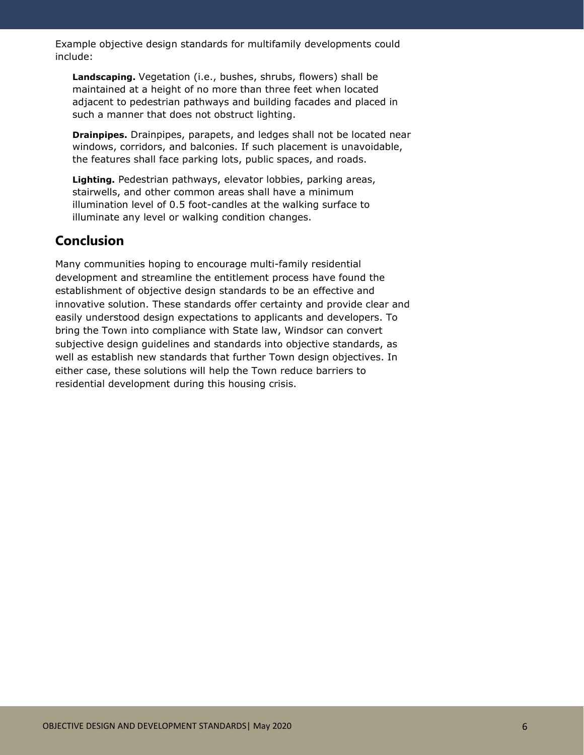Example objective design standards for multifamily developments could include:

**Landscaping.** Vegetation (i.e., bushes, shrubs, flowers) shall be maintained at a height of no more than three feet when located adjacent to pedestrian pathways and building facades and placed in such a manner that does not obstruct lighting.

**Drainpipes.** Drainpipes, parapets, and ledges shall not be located near windows, corridors, and balconies. If such placement is unavoidable, the features shall face parking lots, public spaces, and roads.

**Lighting.** Pedestrian pathways, elevator lobbies, parking areas, stairwells, and other common areas shall have a minimum illumination level of 0.5 foot-candles at the walking surface to illuminate any level or walking condition changes.

## Conclusion

Many communities hoping to encourage multi-family residential development and streamline the entitlement process have found the establishment of objective design standards to be an effective and innovative solution. These standards offer certainty and provide clear and easily understood design expectations to applicants and developers. To bring the Town into compliance with State law, Windsor can convert subjective design guidelines and standards into objective standards, as well as establish new standards that further Town design objectives. In either case, these solutions will help the Town reduce barriers to residential development during this housing crisis.